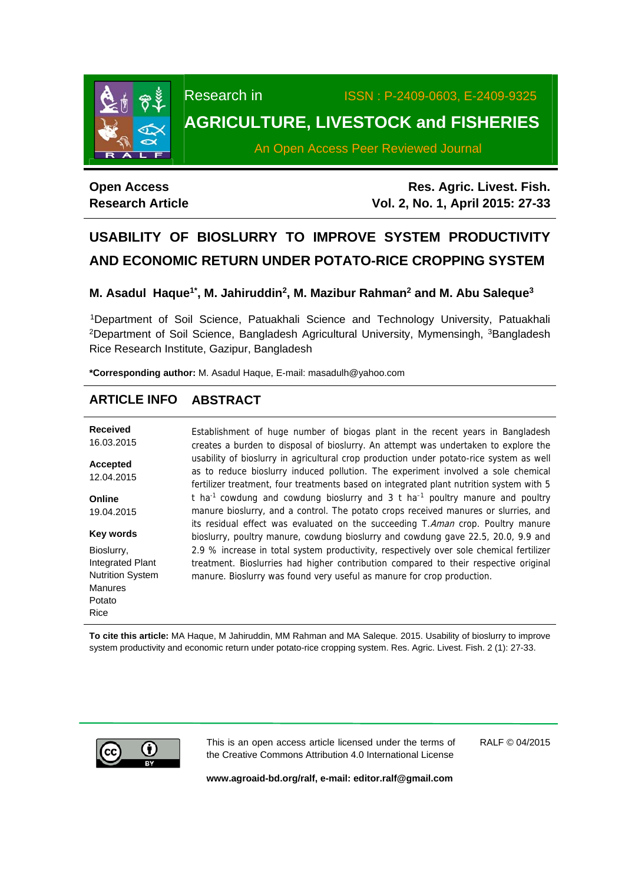Research in

ISSN : P-2409-0603, E-2409-9325

AGRICULTURE, LIVESTOCK and FISHERIES

An Open Access Peer Reviewed Journal

**Open Access**
**Research Article**

**Res. Agric. Livest. Fish.**
**Vol. 2, No. 1, April 2015: 27-33**

# USABILITY OF BIOSLURRY TO IMPROVE SYSTEM PRODUCTIVITY AND ECONOMIC RETURN UNDER POTATO-RICE CROPPING SYSTEM

**M. Asadul Haque[1*], M. Jahiruddin[2], M. Mazibur Rahman[2] and M. Abu Saleque[3]**

[1]Department of Soil Science, Patuakhali Science and Technology University, Patuakhali [2]Department of Soil Science, Bangladesh Agricultural University, Mymensingh, [3]Bangladesh Rice Research Institute, Gazipur, Bangladesh

**\*Corresponding author:** M. Asadul Haque, E-mail: masadulh@yahoo.com

## ARTICLE INFO

**Received**
16.03.2015

**Accepted**
12.04.2015

**Online**
19.04.2015

**Key words**
Bioslurry,
Integrated Plant Nutrition System
Manures
Potato
Rice

## ABSTRACT

Establishment of huge number of biogas plant in the recent years in Bangladesh creates a burden to disposal of bioslurry. An attempt was undertaken to explore the usability of bioslurry in agricultural crop production under potato-rice system as well as to reduce bioslurry induced pollution. The experiment involved a sole chemical fertilizer treatment, four treatments based on integrated plant nutrition system with 5 t ha$^{-1}$ cowdung and cowdung bioslurry and 3 t ha$^{-1}$ poultry manure and poultry manure bioslurry, and a control. The potato crops received manures or slurries, and its residual effect was evaluated on the succeeding T.*Aman* crop. Poultry manure bioslurry, poultry manure, cowdung bioslurry and cowdung gave 22.5, 20.0, 9.9 and 2.9 % increase in total system productivity, respectively over sole chemical fertilizer treatment. Bioslurries had higher contribution compared to their respective original manure. Bioslurry was found very useful as manure for crop production.

**To cite this article:** MA Haque, M Jahiruddin, MM Rahman and MA Saleque. 2015. Usability of bioslurry to improve system productivity and economic return under potato-rice cropping system. Res. Agric. Livest. Fish. 2 (1): 27-33.

This is an open access article licensed under the terms of the Creative Commons Attribution 4.0 International License

RALF © 04/2015

**www.agroaid-bd.org/ralf, e-mail: editor.ralf@gmail.com**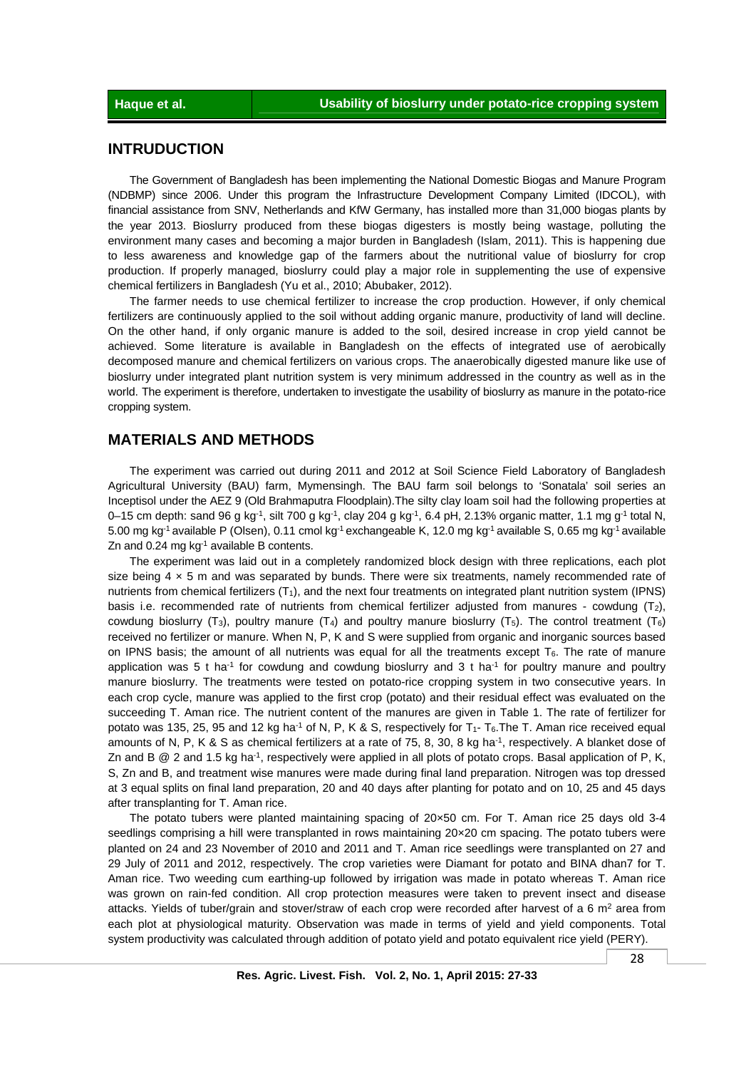## INTRUDUCTION

The Government of Bangladesh has been implementing the National Domestic Biogas and Manure Program (NDBMP) since 2006. Under this program the Infrastructure Development Company Limited (IDCOL), with financial assistance from SNV, Netherlands and KfW Germany, has installed more than 31,000 biogas plants by the year 2013. Bioslurry produced from these biogas digesters is mostly being wastage, polluting the environment many cases and becoming a major burden in Bangladesh (Islam, 2011). This is happening due to less awareness and knowledge gap of the farmers about the nutritional value of bioslurry for crop production. If properly managed, bioslurry could play a major role in supplementing the use of expensive chemical fertilizers in Bangladesh (Yu et al., 2010; Abubaker, 2012).

The farmer needs to use chemical fertilizer to increase the crop production. However, if only chemical fertilizers are continuously applied to the soil without adding organic manure, productivity of land will decline. On the other hand, if only organic manure is added to the soil, desired increase in crop yield cannot be achieved. Some literature is available in Bangladesh on the effects of integrated use of aerobically decomposed manure and chemical fertilizers on various crops. The anaerobically digested manure like use of bioslurry under integrated plant nutrition system is very minimum addressed in the country as well as in the world. The experiment is therefore, undertaken to investigate the usability of bioslurry as manure in the potato-rice cropping system.

## MATERIALS AND METHODS

The experiment was carried out during 2011 and 2012 at Soil Science Field Laboratory of Bangladesh Agricultural University (BAU) farm, Mymensingh. The BAU farm soil belongs to 'Sonatala' soil series an Inceptisol under the AEZ 9 (Old Brahmaputra Floodplain).The silty clay loam soil had the following properties at 0–15 cm depth: sand 96 g $kg^{-1}$, silt 700 g $kg^{-1}$, clay 204 g $kg^{-1}$, 6.4 pH, 2.13% organic matter, 1.1 mg $g^{-1}$ total N, 5.00 mg $kg^{-1}$ available P (Olsen), 0.11 cmol $kg^{-1}$ exchangeable K, 12.0 mg $kg^{-1}$ available S, 0.65 mg $kg^{-1}$ available Zn and 0.24 mg $kg^{-1}$ available B contents.

The experiment was laid out in a completely randomized block design with three replications, each plot size being 4 × 5 m and was separated by bunds. There were six treatments, namely recommended rate of nutrients from chemical fertilizers ($T_1$), and the next four treatments on integrated plant nutrition system (IPNS) basis i.e. recommended rate of nutrients from chemical fertilizer adjusted from manures - cowdung ($T_2$), cowdung bioslurry ($T_3$), poultry manure ($T_4$) and poultry manure bioslurry ($T_5$). The control treatment ($T_6$) received no fertilizer or manure. When N, P, K and S were supplied from organic and inorganic sources based on IPNS basis; the amount of all nutrients was equal for all the treatments except $T_6$. The rate of manure application was 5 t $ha^{-1}$ for cowdung and cowdung bioslurry and 3 t $ha^{-1}$ for poultry manure and poultry manure bioslurry. The treatments were tested on potato-rice cropping system in two consecutive years. In each crop cycle, manure was applied to the first crop (potato) and their residual effect was evaluated on the succeeding T. Aman rice. The nutrient content of the manures are given in Table 1. The rate of fertilizer for potato was 135, 25, 95 and 12 kg $ha^{-1}$ of N, P, K & S, respectively for $T_1$- $T_6$.The T. Aman rice received equal amounts of N, P, K & S as chemical fertilizers at a rate of 75, 8, 30, 8 kg $ha^{-1}$, respectively. A blanket dose of Zn and B @ 2 and 1.5 kg $ha^{-1}$, respectively were applied in all plots of potato crops. Basal application of P, K, S, Zn and B, and treatment wise manures were made during final land preparation. Nitrogen was top dressed at 3 equal splits on final land preparation, 20 and 40 days after planting for potato and on 10, 25 and 45 days after transplanting for T. Aman rice.

The potato tubers were planted maintaining spacing of 20×50 cm. For T. Aman rice 25 days old 3-4 seedlings comprising a hill were transplanted in rows maintaining 20×20 cm spacing. The potato tubers were planted on 24 and 23 November of 2010 and 2011 and T. Aman rice seedlings were transplanted on 27 and 29 July of 2011 and 2012, respectively. The crop varieties were Diamant for potato and BINA dhan7 for T. Aman rice. Two weeding cum earthing-up followed by irrigation was made in potato whereas T. Aman rice was grown on rain-fed condition. All crop protection measures were taken to prevent insect and disease attacks. Yields of tuber/grain and stover/straw of each crop were recorded after harvest of a 6 $m^2$ area from each plot at physiological maturity. Observation was made in terms of yield and yield components. Total system productivity was calculated through addition of potato yield and potato equivalent rice yield (PERY).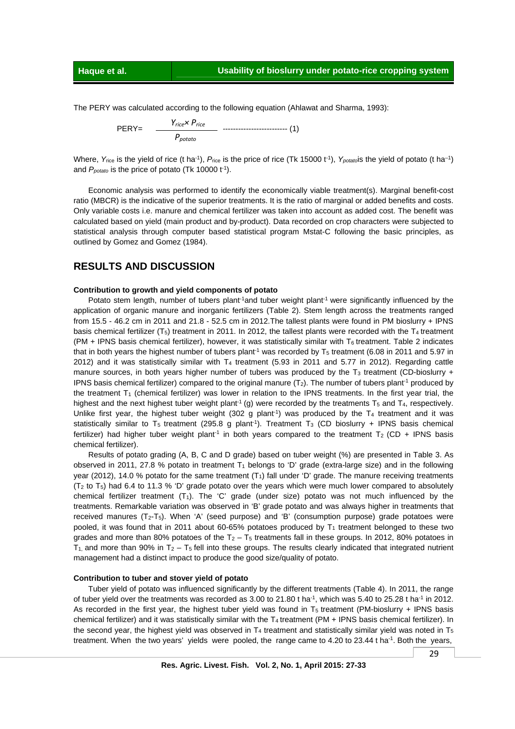The PERY was calculated according to the following equation (Ahlawat and Sharma, 1993):

$$\text{PERY} = \frac{Y_{rice} \times P_{rice}}{P_{potato}} \text{ ------------------------- (1)}$$

Where, $Y_{\text{rice}}$ is the yield of rice (t ha$^{-1}$), $P_{\text{rice}}$ is the price of rice (Tk 15000 t$^{-1}$), $Y_{potato}$is the yield of potato (t ha$^{-1}$) and $P_{potato}$ is the price of potato (Tk 10000 t$^{-1}$).

Economic analysis was performed to identify the economically viable treatment(s). Marginal benefit-cost ratio (MBCR) is the indicative of the superior treatments. It is the ratio of marginal or added benefits and costs. Only variable costs i.e. manure and chemical fertilizer was taken into account as added cost. The benefit was calculated based on yield (main product and by-product). Data recorded on crop characters were subjected to statistical analysis through computer based statistical program Mstat-C following the basic principles, as outlined by Gomez and Gomez (1984).

## RESULTS AND DISCUSSION

### Contribution to growth and yield components of potato

Potato stem length, number of tubers plant$^{-1}$and tuber weight plant$^{-1}$ were significantly influenced by the application of organic manure and inorganic fertilizers (Table 2). Stem length across the treatments ranged from 15.5 - 46.2 cm in 2011 and 21.8 - 52.5 cm in 2012.The tallest plants were found in PM bioslurry + IPNS basis chemical fertilizer ($T_5$) treatment in 2011. In 2012, the tallest plants were recorded with the $T_4$ treatment (PM + IPNS basis chemical fertilizer), however, it was statistically similar with $T_6$ treatment. Table 2 indicates that in both years the highest number of tubers plant$^{-1}$ was recorded by $T_5$ treatment (6.08 in 2011 and 5.97 in 2012) and it was statistically similar with $T_4$ treatment (5.93 in 2011 and 5.77 in 2012). Regarding cattle manure sources, in both years higher number of tubers was produced by the $T_3$ treatment (CD-bioslurry + IPNS basis chemical fertilizer) compared to the original manure ($T_2$). The number of tubers plant$^{-1}$ produced by the treatment $T_1$ (chemical fertilizer) was lower in relation to the IPNS treatments. In the first year trial, the highest and the next highest tuber weight plant$^{-1}$ (g) were recorded by the treatments $T_5$ and $T_4$, respectively. Unlike first year, the highest tuber weight (302 g plant$^{-1}$) was produced by the $T_4$ treatment and it was statistically similar to $T_5$ treatment (295.8 g plant$^{-1}$). Treatment $T_3$ (CD bioslurry + IPNS basis chemical fertilizer) had higher tuber weight plant$^{-1}$ in both years compared to the treatment $T_2$ (CD + IPNS basis chemical fertilizer).

Results of potato grading (A, B, C and D grade) based on tuber weight (%) are presented in Table 3. As observed in 2011, 27.8 % potato in treatment $T_1$ belongs to 'D' grade (extra-large size) and in the following year (2012), 14.0 % potato for the same treatment ($T_1$) fall under 'D' grade. The manure receiving treatments ($T_2$ to $T_5$) had 6.4 to 11.3 % 'D' grade potato over the years which were much lower compared to absolutely chemical fertilizer treatment ($T_1$). The 'C' grade (under size) potato was not much influenced by the treatments. Remarkable variation was observed in 'B' grade potato and was always higher in treatments that received manures ($T_2$-$T_5$). When 'A' (seed purpose) and 'B' (consumption purpose) grade potatoes were pooled, it was found that in 2011 about 60-65% potatoes produced by $T_1$ treatment belonged to these two grades and more than 80% potatoes of the $T_2$ – $T_5$ treatments fall in these groups. In 2012, 80% potatoes in $T_1$, and more than 90% in $T_2$ – $T_5$ fell into these groups. The results clearly indicated that integrated nutrient management had a distinct impact to produce the good size/quality of potato.

### Contribution to tuber and stover yield of potato

Tuber yield of potato was influenced significantly by the different treatments (Table 4). In 2011, the range of tuber yield over the treatments was recorded as 3.00 to 21.80 t ha$^{-1}$, which was 5.40 to 25.28 t ha$^{-1}$ in 2012. As recorded in the first year, the highest tuber yield was found in $T_5$ treatment (PM-bioslurry + IPNS basis chemical fertilizer) and it was statistically similar with the $T_4$ treatment (PM + IPNS basis chemical fertilizer). In the second year, the highest yield was observed in $T_4$ treatment and statistically similar yield was noted in $T_5$ treatment. When the two years' yields were pooled, the range came to 4.20 to 23.44 t ha$^{-1}$. Both the years,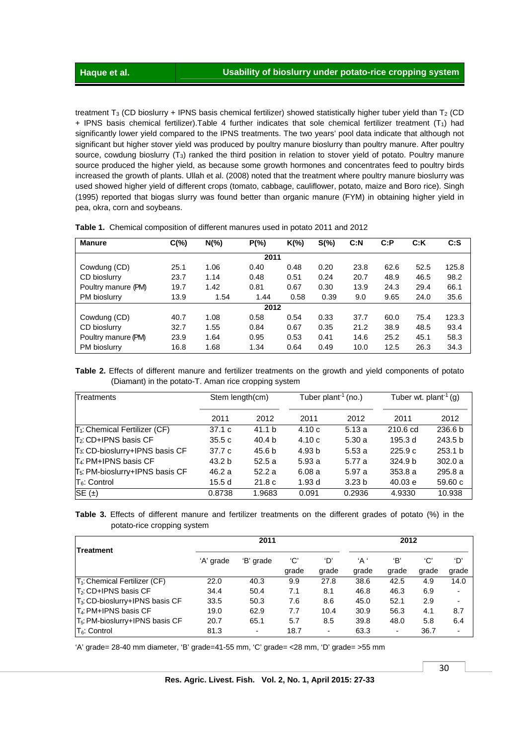treatment $T_3$ (CD bioslurry + IPNS basis chemical fertilizer) showed statistically higher tuber yield than $T_2$ (CD + IPNS basis chemical fertilizer).Table 4 further indicates that sole chemical fertilizer treatment ($T_1$) had significantly lower yield compared to the IPNS treatments. The two years' pool data indicate that although not significant but higher stover yield was produced by poultry manure bioslurry than poultry manure. After poultry source, cowdung bioslurry ($T_3$) ranked the third position in relation to stover yield of potato. Poultry manure source produced the higher yield, as because some growth hormones and concentrates feed to poultry birds increased the growth of plants. Ullah et al. (2008) noted that the treatment where poultry manure bioslurry was used showed higher yield of different crops (tomato, cabbage, cauliflower, potato, maize and Boro rice). Singh (1995) reported that biogas slurry was found better than organic manure (FYM) in obtaining higher yield in pea, okra, corn and soybeans.

**Table 1.** Chemical composition of different manures used in potato 2011 and 2012

| Manure | C(%) | N(%) | P(%) | K(%) | S(%) | C:N | C:P | C:K | C:S |
|---|---|---|---|---|---|---|---|---|---|
| | | | 2011 | | | | | | |
| Cowdung (CD) | 25.1 | 1.06 | 0.40 | 0.48 | 0.20 | 23.8 | 62.6 | 52.5 | 125.8 |
| CD bioslurry | 23.7 | 1.14 | 0.48 | 0.51 | 0.24 | 20.7 | 48.9 | 46.5 | 98.2 |
| Poultry manure (PM) | 19.7 | 1.42 | 0.81 | 0.67 | 0.30 | 13.9 | 24.3 | 29.4 | 66.1 |
| PM bioslurry | 13.9 | 1.54 | 1.44 | 0.58 | 0.39 | 9.0 | 9.65 | 24.0 | 35.6 |
| | | | 2012 | | | | | | |
| Cowdung (CD) | 40.7 | 1.08 | 0.58 | 0.54 | 0.33 | 37.7 | 60.0 | 75.4 | 123.3 |
| CD bioslurry | 32.7 | 1.55 | 0.84 | 0.67 | 0.35 | 21.2 | 38.9 | 48.5 | 93.4 |
| Poultry manure (PM) | 23.9 | 1.64 | 0.95 | 0.53 | 0.41 | 14.6 | 25.2 | 45.1 | 58.3 |
| PM bioslurry | 16.8 | 1.68 | 1.34 | 0.64 | 0.49 | 10.0 | 12.5 | 26.3 | 34.3 |

**Table 2.** Effects of different manure and fertilizer treatments on the growth and yield components of potato (Diamant) in the potato-T. Aman rice cropping system

| Treatments | Stem length(cm) | | Tuber plant$^{-1}$ (no.) | | Tuber wt. plant$^{-1}$ (g) | |
|---|---|---|---|---|---|---|
| | 2011 | 2012 | 2011 | 2012 | 2011 | 2012 |
| $T_1$: Chemical Fertilizer (CF) | 37.1 c | 41.1 b | 4.10 c | 5.13 a | 210.6 cd | 236.6 b |
| $T_2$: CD+IPNS basis CF | 35.5 c | 40.4 b | 4.10 c | 5.30 a | 195.3 d | 243.5 b |
| $T_3$: CD-bioslurry+IPNS basis CF | 37.7 c | 45.6 b | 4.93 b | 5.53 a | 225.9 c | 253.1 b |
| $T_4$: PM+IPNS basis CF | 43.2 b | 52.5 a | 5.93 a | 5.77 a | 324.9 b | 302.0 a |
| $T_5$: PM-bioslurry+IPNS basis CF | 46.2 a | 52.2 a | 6.08 a | 5.97 a | 353.8 a | 295.8 a |
| $T_6$: Control | 15.5 d | 21.8 c | 1.93 d | 3.23 b | 40.03 e | 59.60 c |
| SE (±) | 0.8738 | 1.9683 | 0.091 | 0.2936 | 4.9330 | 10.938 |

**Table 3.** Effects of different manure and fertilizer treatments on the different grades of potato (%) in the potato-rice cropping system

| Treatment | 2011 | | | | 2012 | | | |
|---|---|---|---|---|---|---|---|---|
| | 'A' grade | 'B' grade | 'C' grade | 'D' grade | 'A ' grade | 'B' grade | 'C' grade | 'D' grade |
| $T_1$: Chemical Fertilizer (CF) | 22.0 | 40.3 | 9.9 | 27.8 | 38.6 | 42.5 | 4.9 | 14.0 |
| $T_2$: CD+IPNS basis CF | 34.4 | 50.4 | 7.1 | 8.1 | 46.8 | 46.3 | 6.9 | - |
| $T_3$: CD-bioslurry+IPNS basis CF | 33.5 | 50.3 | 7.6 | 8.6 | 45.0 | 52.1 | 2.9 | - |
| $T_4$: PM+IPNS basis CF | 19.0 | 62.9 | 7.7 | 10.4 | 30.9 | 56.3 | 4.1 | 8.7 |
| $T_5$: PM-bioslurry+IPNS basis CF | 20.7 | 65.1 | 5.7 | 8.5 | 39.8 | 48.0 | 5.8 | 6.4 |
| $T_6$: Control | 81.3 | - | 18.7 | - | 63.3 | - | 36.7 | - |

'A' grade= 28-40 mm diameter, 'B' grade=41-55 mm, 'C' grade= <28 mm, 'D' grade= >55 mm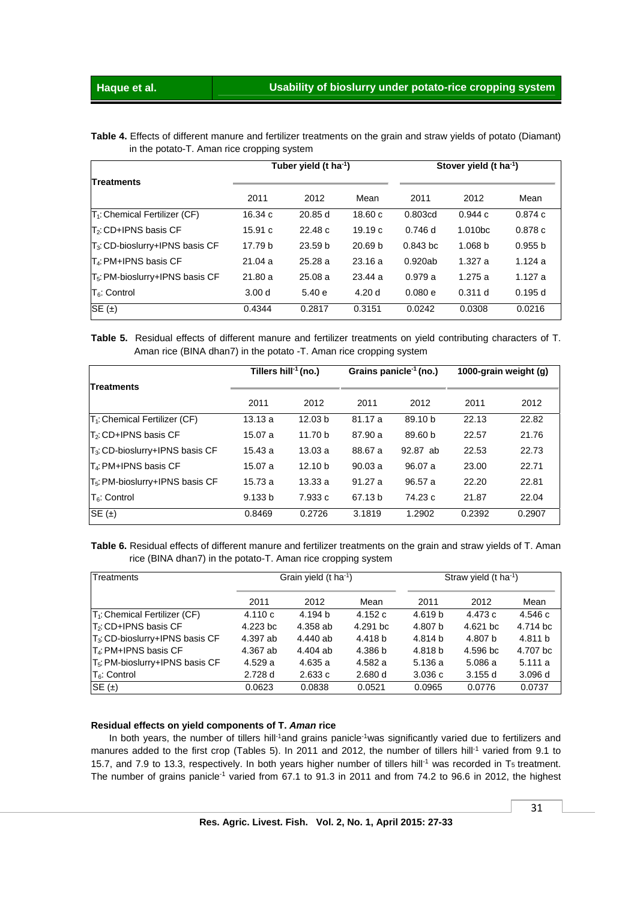**Table 4.** Effects of different manure and fertilizer treatments on the grain and straw yields of potato (Diamant) in the potato-T. Aman rice cropping system

| Treatments | Tuber yield (t $ha^{-1}$) | | | Stover yield (t $ha^{-1}$) | | |
|---|---|---|---|---|---|---|
| | 2011 | 2012 | Mean | 2011 | 2012 | Mean |
| $T_1$: Chemical Fertilizer (CF) | 16.34 c | 20.85 d | 18.60 c | 0.803cd | 0.944 c | 0.874 c |
| $T_2$: CD+IPNS basis CF | 15.91 c | 22.48 c | 19.19 c | 0.746 d | 1.010bc | 0.878 c |
| $T_3$: CD-bioslurry+IPNS basis CF | 17.79 b | 23.59 b | 20.69 b | 0.843 bc | 1.068 b | 0.955 b |
| $T_4$: PM+IPNS basis CF | 21.04 a | 25.28 a | 23.16 a | 0.920ab | 1.327 a | 1.124 a |
| $T_5$: PM-bioslurry+IPNS basis CF | 21.80 a | 25.08 a | 23.44 a | 0.979 a | 1.275 a | 1.127 a |
| $T_6$: Control | 3.00 d | 5.40 e | 4.20 d | 0.080 e | 0.311 d | 0.195 d |
| SE (±) | 0.4344 | 0.2817 | 0.3151 | 0.0242 | 0.0308 | 0.0216 |

**Table 5.** Residual effects of different manure and fertilizer treatments on yield contributing characters of T. Aman rice (BINA dhan7) in the potato -T. Aman rice cropping system

| Treatments | Tillers $hill^{-1}$ (no.) | | Grains $panicle^{-1}$ (no.) | | 1000-grain weight (g) | |
|---|---|---|---|---|---|---|
| | 2011 | 2012 | 2011 | 2012 | 2011 | 2012 |
| $T_1$: Chemical Fertilizer (CF) | 13.13 a | 12.03 b | 81.17 a | 89.10 b | 22.13 | 22.82 |
| $T_2$: CD+IPNS basis CF | 15.07 a | 11.70 b | 87.90 a | 89.60 b | 22.57 | 21.76 |
| $T_3$: CD-bioslurry+IPNS basis CF | 15.43 a | 13.03 a | 88.67 a | 92.87 ab | 22.53 | 22.73 |
| $T_4$: PM+IPNS basis CF | 15.07 a | 12.10 b | 90.03 a | 96.07 a | 23.00 | 22.71 |
| $T_5$: PM-bioslurry+IPNS basis CF | 15.73 a | 13.33 a | 91.27 a | 96.57 a | 22.20 | 22.81 |
| $T_6$: Control | 9.133 b | 7.933 c | 67.13 b | 74.23 c | 21.87 | 22.04 |
| SE (±) | 0.8469 | 0.2726 | 3.1819 | 1.2902 | 0.2392 | 0.2907 |

**Table 6.** Residual effects of different manure and fertilizer treatments on the grain and straw yields of T. Aman rice (BINA dhan7) in the potato-T. Aman rice cropping system

| Treatments | Grain yield (t $ha^{-1}$) | | | Straw yield (t $ha^{-1}$) | | |
|---|---|---|---|---|---|---|
| | 2011 | 2012 | Mean | 2011 | 2012 | Mean |
| $T_1$: Chemical Fertilizer (CF) | 4.110 c | 4.194 b | 4.152 c | 4.619 b | 4.473 c | 4.546 c |
| $T_2$: CD+IPNS basis CF | 4.223 bc | 4.358 ab | 4.291 bc | 4.807 b | 4.621 bc | 4.714 bc |
| $T_3$: CD-bioslurry+IPNS basis CF | 4.397 ab | 4.440 ab | 4.418 b | 4.814 b | 4.807 b | 4.811 b |
| $T_4$: PM+IPNS basis CF | 4.367 ab | 4.404 ab | 4.386 b | 4.818 b | 4.596 bc | 4.707 bc |
| $T_5$: PM-bioslurry+IPNS basis CF | 4.529 a | 4.635 a | 4.582 a | 5.136 a | 5.086 a | 5.111 a |
| $T_6$: Control | 2.728 d | 2.633 c | 2.680 d | 3.036 c | 3.155 d | 3.096 d |
| SE (±) | 0.0623 | 0.0838 | 0.0521 | 0.0965 | 0.0776 | 0.0737 |

### Residual effects on yield components of T. *Aman* rice

In both years, the number of tillers $hill^{-1}$ and grains $panicle^{-1}$ was significantly varied due to fertilizers and manures added to the first crop (Tables 5). In 2011 and 2012, the number of tillers $hill^{-1}$ varied from 9.1 to 15.7, and 7.9 to 13.3, respectively. In both years higher number of tillers $hill^{-1}$ was recorded in $T_5$ treatment. The number of grains $panicle^{-1}$ varied from 67.1 to 91.3 in 2011 and from 74.2 to 96.6 in 2012, the highest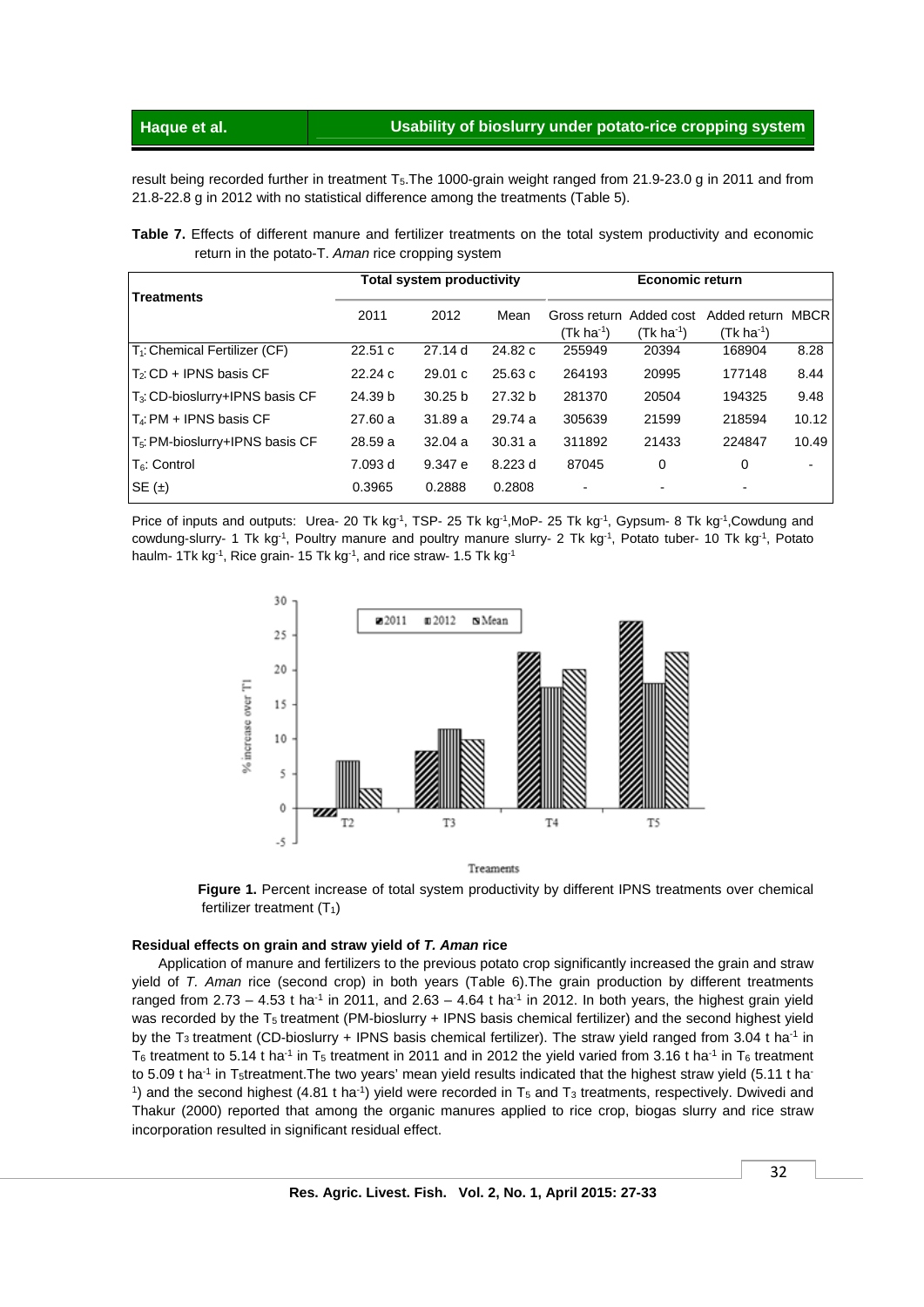result being recorded further in treatment $T_5$.The 1000-grain weight ranged from 21.9-23.0 g in 2011 and from 21.8-22.8 g in 2012 with no statistical difference among the treatments (Table 5).

**Table 7.** Effects of different manure and fertilizer treatments on the total system productivity and economic return in the potato-T. *Aman* rice cropping system

| Treatments | Total system productivity | | | Economic return | | | |
|---|---|---|---|---|---|---|---|
| | 2011 | 2012 | Mean | Gross return (Tk ha$^{-1}$) | Added cost (Tk ha$^{-1}$) | Added return (Tk ha$^{-1}$) | MBCR |
| $T_1$: Chemical Fertilizer (CF) | 22.51 c | 27.14 d | 24.82 c | 255949 | 20394 | 168904 | 8.28 |
| $T_2$: CD + IPNS basis CF | 22.24 c | 29.01 c | 25.63 c | 264193 | 20995 | 177148 | 8.44 |
| $T_3$: CD-bioslurry+IPNS basis CF | 24.39 b | 30.25 b | 27.32 b | 281370 | 20504 | 194325 | 9.48 |
| $T_4$: PM + IPNS basis CF | 27.60 a | 31.89 a | 29.74 a | 305639 | 21599 | 218594 | 10.12 |
| $T_5$: PM-bioslurry+IPNS basis CF | 28.59 a | 32.04 a | 30.31 a | 311892 | 21433 | 224847 | 10.49 |
| $T_6$: Control | 7.093 d | 9.347 e | 8.223 d | 87045 | 0 | 0 | - |
| SE (±) | 0.3965 | 0.2888 | 0.2808 | - | - | - | |

Price of inputs and outputs: Urea- 20 Tk kg$^{-1}$, TSP- 25 Tk kg$^{-1}$, MoP- 25 Tk kg$^{-1}$, Gypsum- 8 Tk kg$^{-1}$, Cowdung and cowdung-slurry- 1 Tk kg$^{-1}$, Poultry manure and poultry manure slurry- 2 Tk kg$^{-1}$, Potato tuber- 10 Tk kg$^{-1}$, Potato haulm- 1Tk kg$^{-1}$, Rice grain- 15 Tk kg$^{-1}$, and rice straw- 1.5 Tk kg$^{-1}$

**Figure 1.** Percent increase of total system productivity by different IPNS treatments over chemical fertilizer treatment ($T_1$)

#### Residual effects on grain and straw yield of *T. Aman* rice

Application of manure and fertilizers to the previous potato crop significantly increased the grain and straw yield of *T. Aman* rice (second crop) in both years (Table 6).The grain production by different treatments ranged from 2.73 – 4.53 t ha$^{-1}$ in 2011, and 2.63 – 4.64 t ha$^{-1}$ in 2012. In both years, the highest grain yield was recorded by the $T_5$ treatment (PM-bioslurry + IPNS basis chemical fertilizer) and the second highest yield by the $T_3$ treatment (CD-bioslurry + IPNS basis chemical fertilizer). The straw yield ranged from 3.04 t ha$^{-1}$ in $T_6$ treatment to 5.14 t ha$^{-1}$ in $T_5$ treatment in 2011 and in 2012 the yield varied from 3.16 t ha$^{-1}$ in $T_6$ treatment to 5.09 t ha$^{-1}$ in $T_5$treatment.The two years' mean yield results indicated that the highest straw yield (5.11 t ha$^{-1}$) and the second highest (4.81 t ha$^{-1}$) yield were recorded in $T_5$ and $T_3$ treatments, respectively. Dwivedi and Thakur (2000) reported that among the organic manures applied to rice crop, biogas slurry and rice straw incorporation resulted in significant residual effect.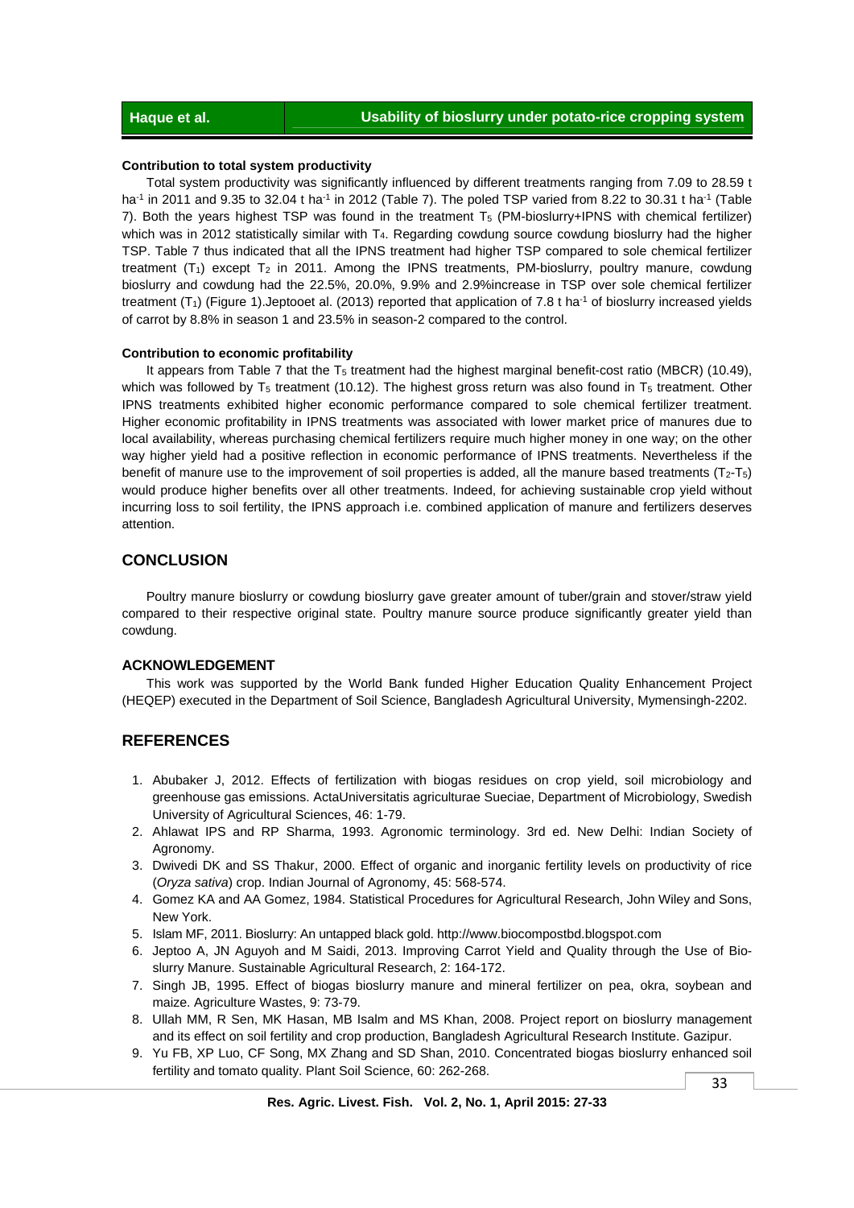**Contribution to total system productivity**

Total system productivity was significantly influenced by different treatments ranging from 7.09 to 28.59 t ha$^{-1}$ in 2011 and 9.35 to 32.04 t ha$^{-1}$ in 2012 (Table 7). The poled TSP varied from 8.22 to 30.31 t ha$^{-1}$ (Table 7). Both the years highest TSP was found in the treatment $T_5$ (PM-bioslurry+IPNS with chemical fertilizer) which was in 2012 statistically similar with $T_4$. Regarding cowdung source cowdung bioslurry had the higher TSP. Table 7 thus indicated that all the IPNS treatment had higher TSP compared to sole chemical fertilizer treatment ($T_1$) except $T_2$ in 2011. Among the IPNS treatments, PM-bioslurry, poultry manure, cowdung bioslurry and cowdung had the 22.5%, 20.0%, 9.9% and 2.9%increase in TSP over sole chemical fertilizer treatment ($T_1$) (Figure 1).Jeptooet al. (2013) reported that application of 7.8 t ha$^{-1}$ of bioslurry increased yields of carrot by 8.8% in season 1 and 23.5% in season-2 compared to the control.

**Contribution to economic profitability**

It appears from Table 7 that the $T_5$ treatment had the highest marginal benefit-cost ratio (MBCR) (10.49), which was followed by $T_5$ treatment (10.12). The highest gross return was also found in $T_5$ treatment. Other IPNS treatments exhibited higher economic performance compared to sole chemical fertilizer treatment. Higher economic profitability in IPNS treatments was associated with lower market price of manures due to local availability, whereas purchasing chemical fertilizers require much higher money in one way; on the other way higher yield had a positive reflection in economic performance of IPNS treatments. Nevertheless if the benefit of manure use to the improvement of soil properties is added, all the manure based treatments ($T_2$-$T_5$) would produce higher benefits over all other treatments. Indeed, for achieving sustainable crop yield without incurring loss to soil fertility, the IPNS approach i.e. combined application of manure and fertilizers deserves attention.

## CONCLUSION

Poultry manure bioslurry or cowdung bioslurry gave greater amount of tuber/grain and stover/straw yield compared to their respective original state. Poultry manure source produce significantly greater yield than cowdung.

### ACKNOWLEDGEMENT

This work was supported by the World Bank funded Higher Education Quality Enhancement Project (HEQEP) executed in the Department of Soil Science, Bangladesh Agricultural University, Mymensingh-2202.

## REFERENCES

1. Abubaker J, 2012. Effects of fertilization with biogas residues on crop yield, soil microbiology and greenhouse gas emissions. ActaUniversitatis agriculturae Sueciae, Department of Microbiology, Swedish University of Agricultural Sciences, 46: 1-79.
2. Ahlawat IPS and RP Sharma, 1993. Agronomic terminology. 3rd ed. New Delhi: Indian Society of Agronomy.
3. Dwivedi DK and SS Thakur, 2000. Effect of organic and inorganic fertility levels on productivity of rice (*Oryza sativa*) crop. Indian Journal of Agronomy, 45: 568-574.
4. Gomez KA and AA Gomez, 1984. Statistical Procedures for Agricultural Research, John Wiley and Sons, New York.
5. Islam MF, 2011. Bioslurry: An untapped black gold. http://www.biocompostbd.blogspot.com
6. Jeptoo A, JN Aguyoh and M Saidi, 2013. Improving Carrot Yield and Quality through the Use of Bio-slurry Manure. Sustainable Agricultural Research, 2: 164-172.
7. Singh JB, 1995. Effect of biogas bioslurry manure and mineral fertilizer on pea, okra, soybean and maize. Agriculture Wastes, 9: 73-79.
8. Ullah MM, R Sen, MK Hasan, MB Isalm and MS Khan, 2008. Project report on bioslurry management and its effect on soil fertility and crop production, Bangladesh Agricultural Research Institute. Gazipur.
9. Yu FB, XP Luo, CF Song, MX Zhang and SD Shan, 2010. Concentrated biogas bioslurry enhanced soil fertility and tomato quality. Plant Soil Science, 60: 262-268.